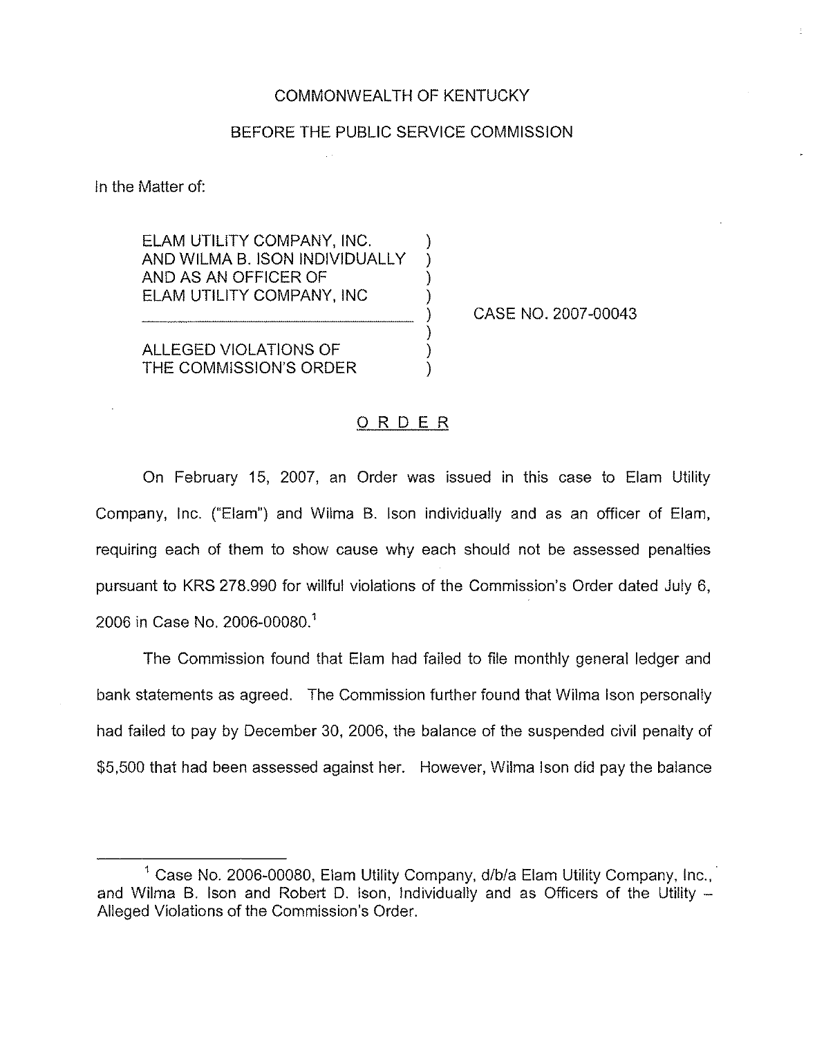COMMONWEALTH OF KENTUCKY

BEFORE THE PUBLIC SERVICE COMMISSION

In the Matter of:

| | | |
|---|---|---|
| ELAM UTILITY COMPANY, INC. AND WILMA B. ISON INDIVIDUALLY AND AS AN OFFICER OF ELAM UTILITY COMPANY, INC | ) | CASE NO. 2007-00043 |
| ALLEGED VIOLATIONS OF THE COMMISSION'S ORDER | ) | |

## ORDER

On February 15, 2007, an Order was issued in this case to Elam Utility Company, Inc. ("Elam") and Wilma B. Ison individually and as an officer of Elam, requiring each of them to show cause why each should not be assessed penalties pursuant to KRS 278.990 for willful violations of the Commission's Order dated July 6, 2006 in Case No. 2006-00080.[1]

The Commission found that Elam had failed to file monthly general ledger and bank statements as agreed. The Commission further found that Wilma Ison personally had failed to pay by December 30, 2006, the balance of the suspended civil penalty of $5,500 that had been assessed against her. However, Wilma Ison did pay the balance

---

[1] Case No. 2006-00080, Elam Utility Company, d/b/a Elam Utility Company, Inc., and Wilma B. Ison and Robert D. Ison, Individually and as Officers of the Utility – Alleged Violations of the Commission's Order.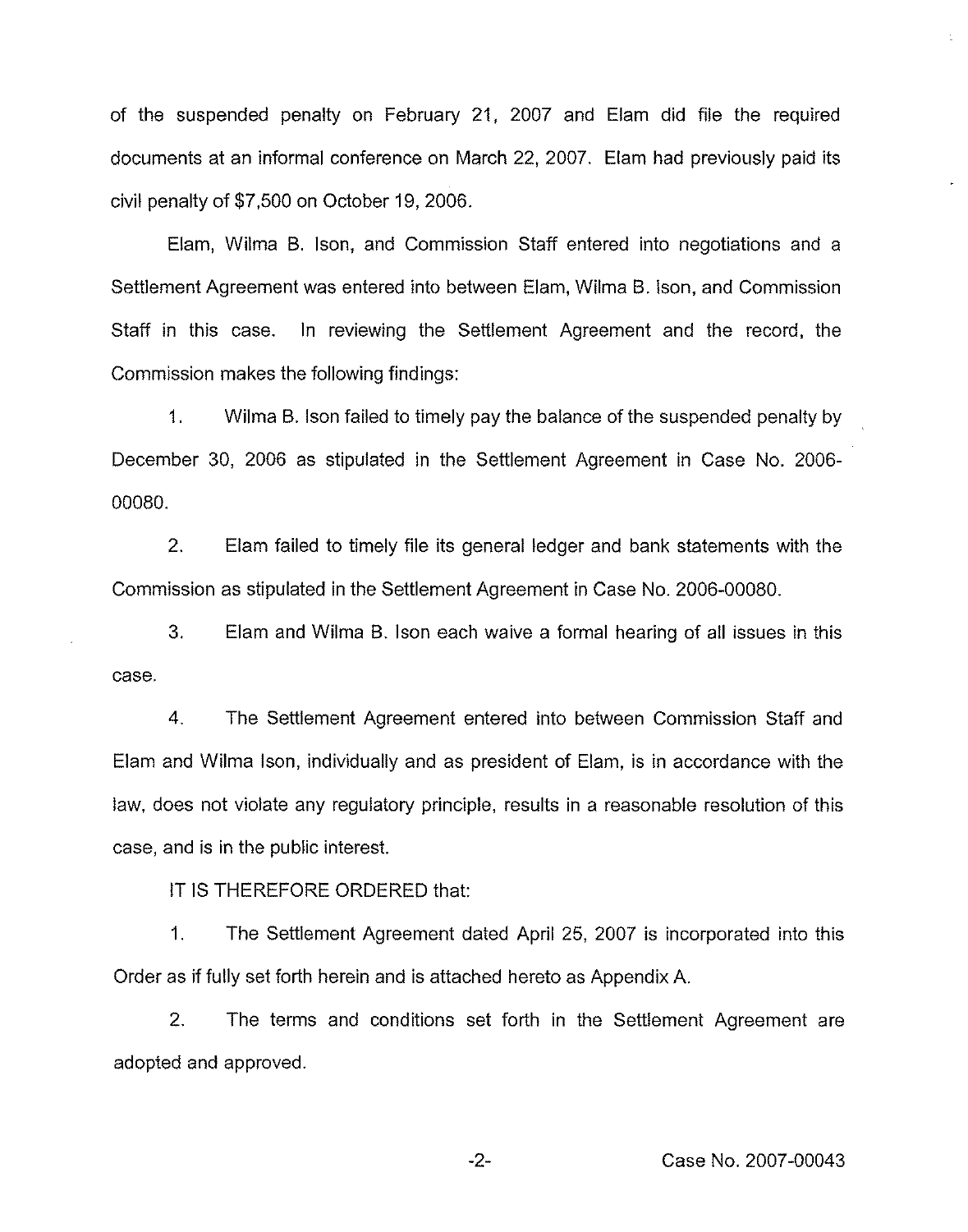of the suspended penalty on February 21, 2007 and Elam did file the required documents at an informal conference on March 22, 2007. Elam had previously paid its civil penalty of $7,500 on October 19, 2006.

Elam, Wilma B. Ison, and Commission Staff entered into negotiations and a Settlement Agreement was entered into between Elam, Wilma B. Ison, and Commission Staff in this case. In reviewing the Settlement Agreement and the record, the Commission makes the following findings:

1. Wilma B. Ison failed to timely pay the balance of the suspended penalty by December 30, 2006 as stipulated in the Settlement Agreement in Case No. 2006-00080.

2. Elam failed to timely file its general ledger and bank statements with the Commission as stipulated in the Settlement Agreement in Case No. 2006-00080.

3. Elam and Wilma B. Ison each waive a formal hearing of all issues in this case.

4. The Settlement Agreement entered into between Commission Staff and Elam and Wilma Ison, individually and as president of Elam, is in accordance with the law, does not violate any regulatory principle, results in a reasonable resolution of this case, and is in the public interest.

IT IS THEREFORE ORDERED that:

1. The Settlement Agreement dated April 25, 2007 is incorporated into this Order as if fully set forth herein and is attached hereto as Appendix A.

2. The terms and conditions set forth in the Settlement Agreement are adopted and approved.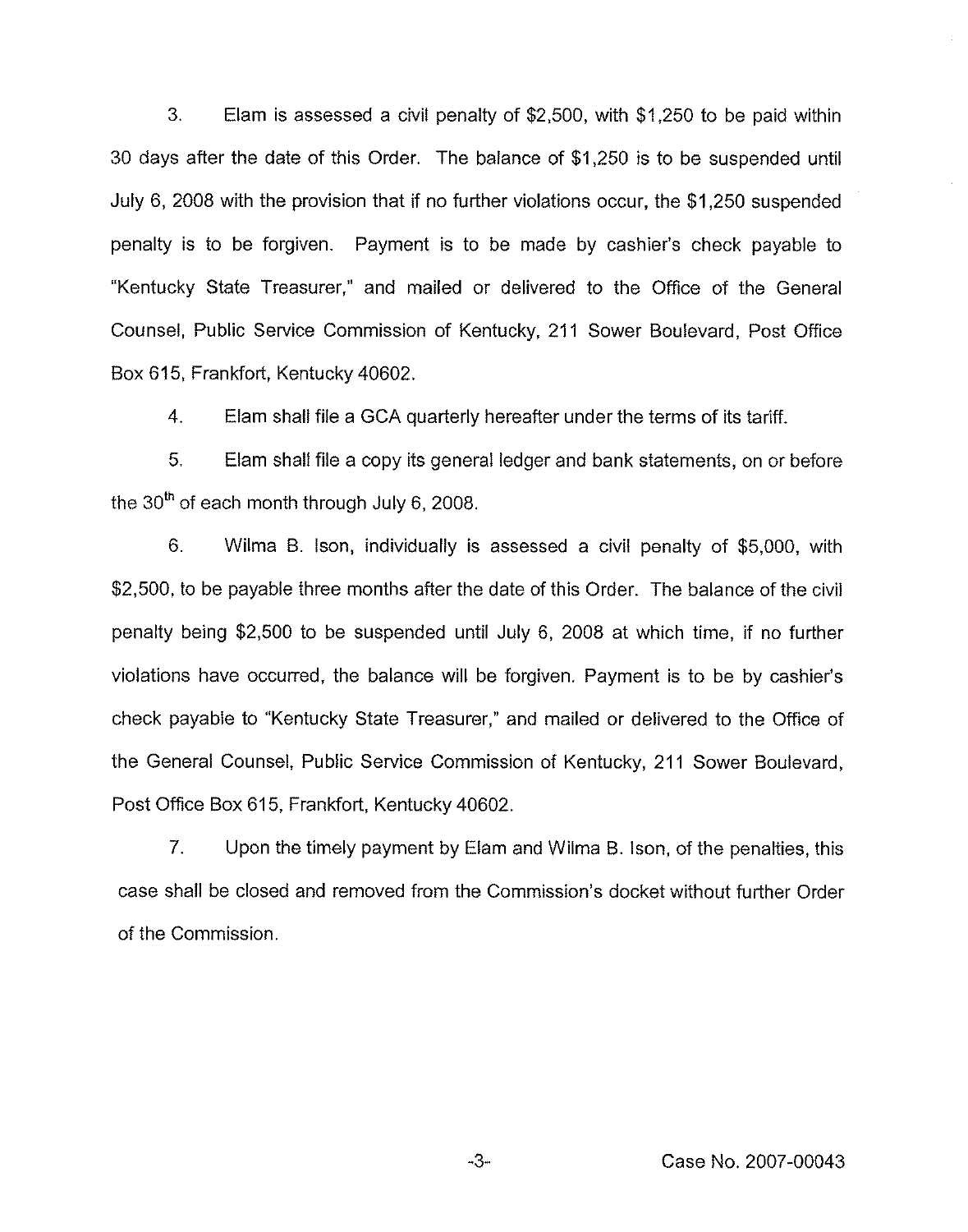3. Elam is assessed a civil penalty of $2,500, with $1,250 to be paid within 30 days after the date of this Order. The balance of $1,250 is to be suspended until July 6, 2008 with the provision that if no further violations occur, the $1,250 suspended penalty is to be forgiven. Payment is to be made by cashier's check payable to "Kentucky State Treasurer," and mailed or delivered to the Office of the General Counsel, Public Service Commission of Kentucky, 211 Sower Boulevard, Post Office Box 615, Frankfort, Kentucky 40602.

4. Elam shall file a GCA quarterly hereafter under the terms of its tariff.

5. Elam shall file a copy its general ledger and bank statements, on or before the 30th of each month through July 6, 2008.

6. Wilma B. Ison, individually is assessed a civil penalty of $5,000, with $2,500, to be payable three months after the date of this Order. The balance of the civil penalty being $2,500 to be suspended until July 6, 2008 at which time, if no further violations have occurred, the balance will be forgiven. Payment is to be by cashier's check payable to "Kentucky State Treasurer," and mailed or delivered to the Office of the General Counsel, Public Service Commission of Kentucky, 211 Sower Boulevard, Post Office Box 615, Frankfort, Kentucky 40602.

7. Upon the timely payment by Elam and Wilma B. Ison, of the penalties, this case shall be closed and removed from the Commission's docket without further Order of the Commission.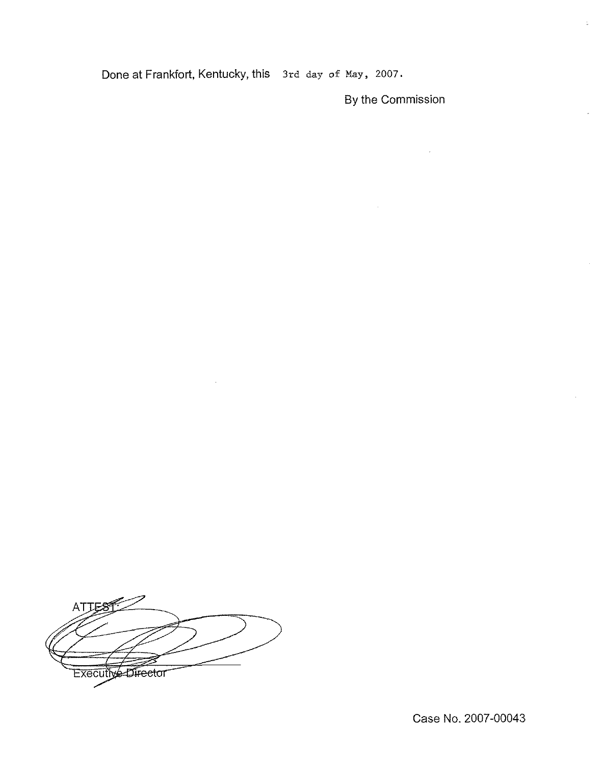Done at Frankfort, Kentucky, this 3rd day of May, 2007.

By the Commission

ATTEST:

Executive Director

Case No. 2007-00043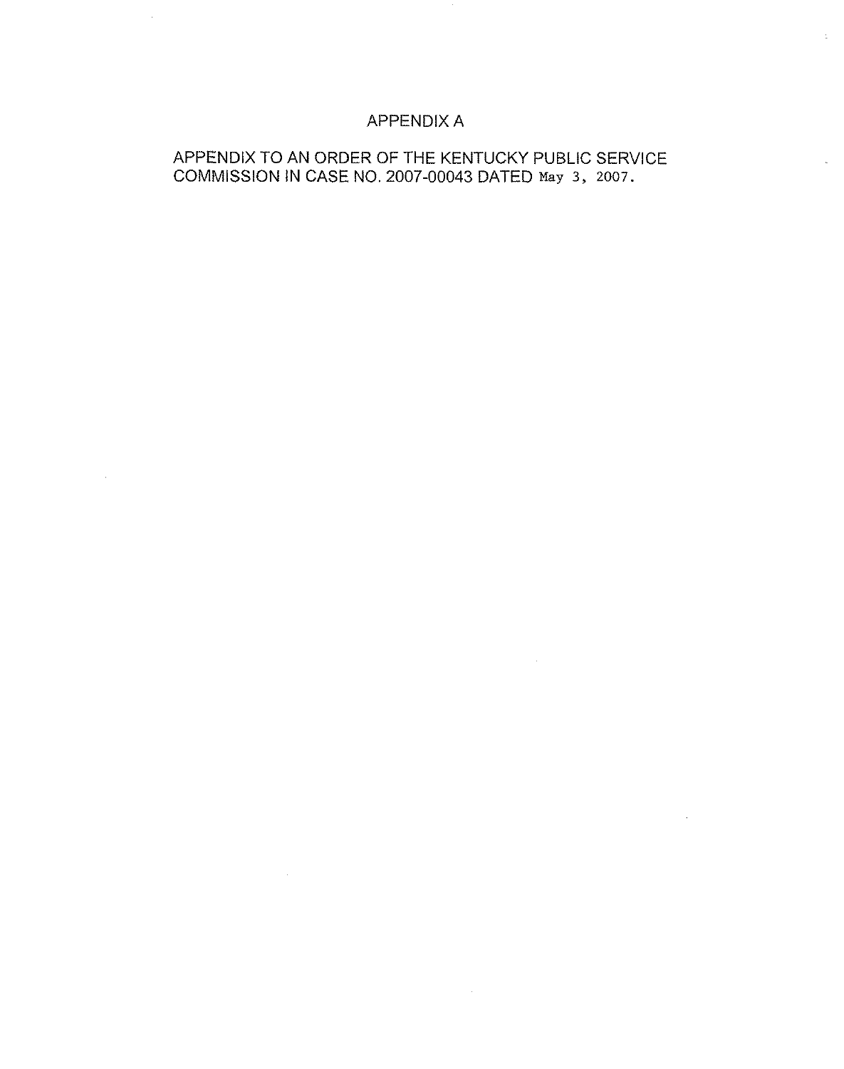# APPENDIX A

APPENDIX TO AN ORDER OF THE KENTUCKY PUBLIC SERVICE COMMISSION IN CASE NO. 2007-00043 DATED May 3, 2007.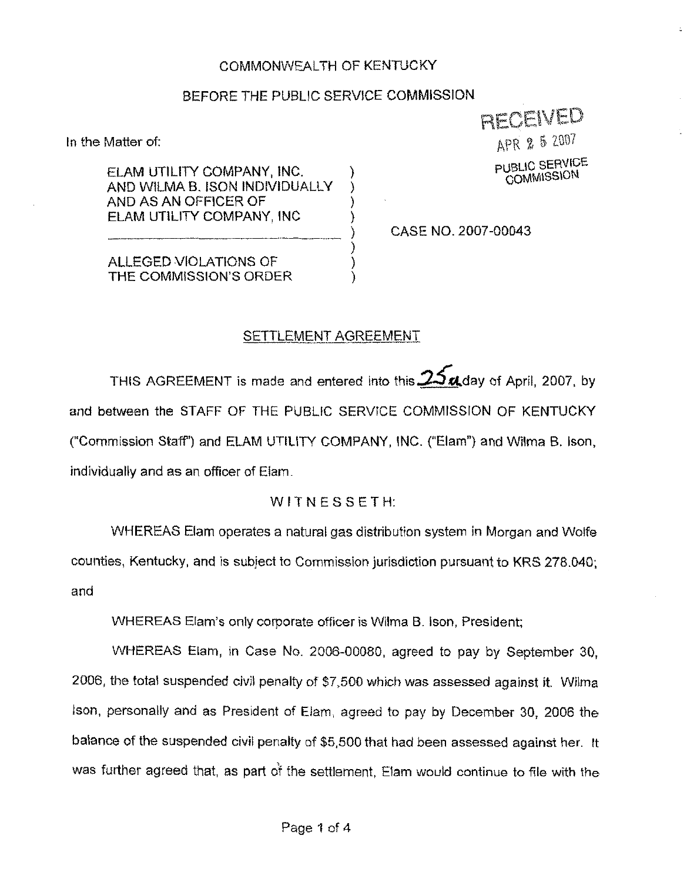COMMONWEALTH OF KENTUCKY

BEFORE THE PUBLIC SERVICE COMMISSION

RECEIVED
APR 25 2007
PUBLIC SERVICE COMMISSION

In the Matter of:

| | | |
|---|---|---|
| ELAM UTILITY COMPANY, INC. AND WILMA B. ISON INDIVIDUALLY AND AS AN OFFICER OF ELAM UTILITY COMPANY, INC | ) | CASE NO. 2007-00043 |
| ALLEGED VIOLATIONS OF THE COMMISSION'S ORDER | ) | |

## SETTLEMENT AGREEMENT

THIS AGREEMENT is made and entered into this 25th day of April, 2007, by and between the STAFF OF THE PUBLIC SERVICE COMMISSION OF KENTUCKY ("Commission Staff") and ELAM UTILITY COMPANY, INC. ("Elam") and Wilma B. Ison, individually and as an officer of Elam.

WITNESSETH:

WHEREAS Elam operates a natural gas distribution system in Morgan and Wolfe counties, Kentucky, and is subject to Commission jurisdiction pursuant to KRS 278.040; and

WHEREAS Elam's only corporate officer is Wilma B. Ison, President;

WHEREAS Elam, in Case No. 2006-00080, agreed to pay by September 30, 2006, the total suspended civil penalty of $7,500 which was assessed against it. Wilma Ison, personally and as President of Elam, agreed to pay by December 30, 2006 the balance of the suspended civil penalty of $5,500 that had been assessed against her. It was further agreed that, as part of the settlement, Elam would continue to file with the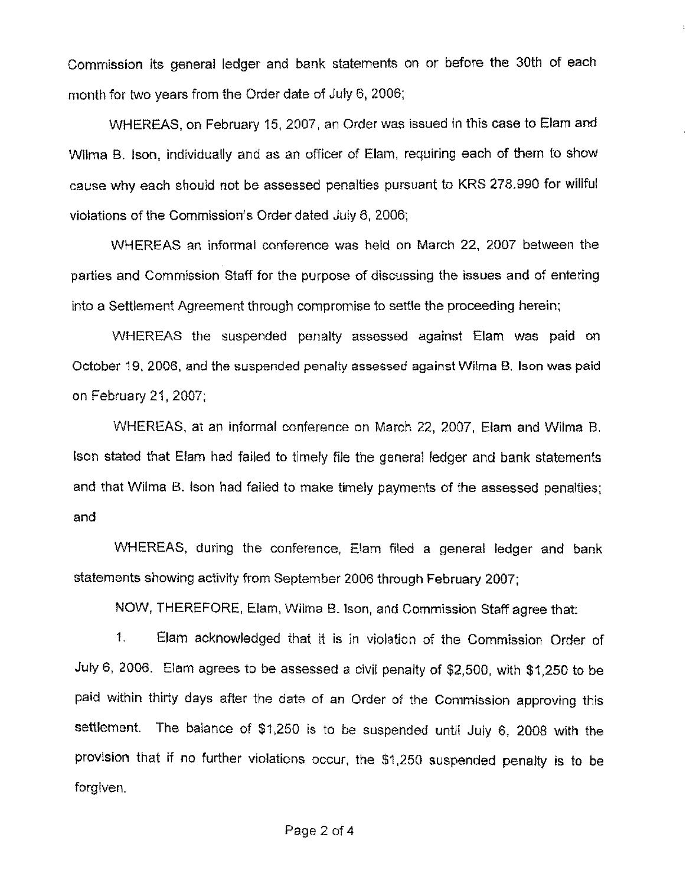Commission its general ledger and bank statements on or before the 30th of each month for two years from the Order date of July 6, 2006;

WHEREAS, on February 15, 2007, an Order was issued in this case to Elam and Wilma B. Ison, individually and as an officer of Elam, requiring each of them to show cause why each should not be assessed penalties pursuant to KRS 278.990 for willful violations of the Commission's Order dated July 6, 2006;

WHEREAS an informal conference was held on March 22, 2007 between the parties and Commission Staff for the purpose of discussing the issues and of entering into a Settlement Agreement through compromise to settle the proceeding herein;

WHEREAS the suspended penalty assessed against Elam was paid on October 19, 2006, and the suspended penalty assessed against Wilma B. Ison was paid on February 21, 2007;

WHEREAS, at an informal conference on March 22, 2007, Elam and Wilma B. Ison stated that Elam had failed to timely file the general ledger and bank statements and that Wilma B. Ison had failed to make timely payments of the assessed penalties; and

WHEREAS, during the conference, Elam filed a general ledger and bank statements showing activity from September 2006 through February 2007;

NOW, THEREFORE, Elam, Wilma B. Ison, and Commission Staff agree that:

1. Elam acknowledged that it is in violation of the Commission Order of July 6, 2006. Elam agrees to be assessed a civil penalty of $2,500, with $1,250 to be paid within thirty days after the date of an Order of the Commission approving this settlement. The balance of $1,250 is to be suspended until July 6, 2008 with the provision that if no further violations occur, the $1,250 suspended penalty is to be forgiven.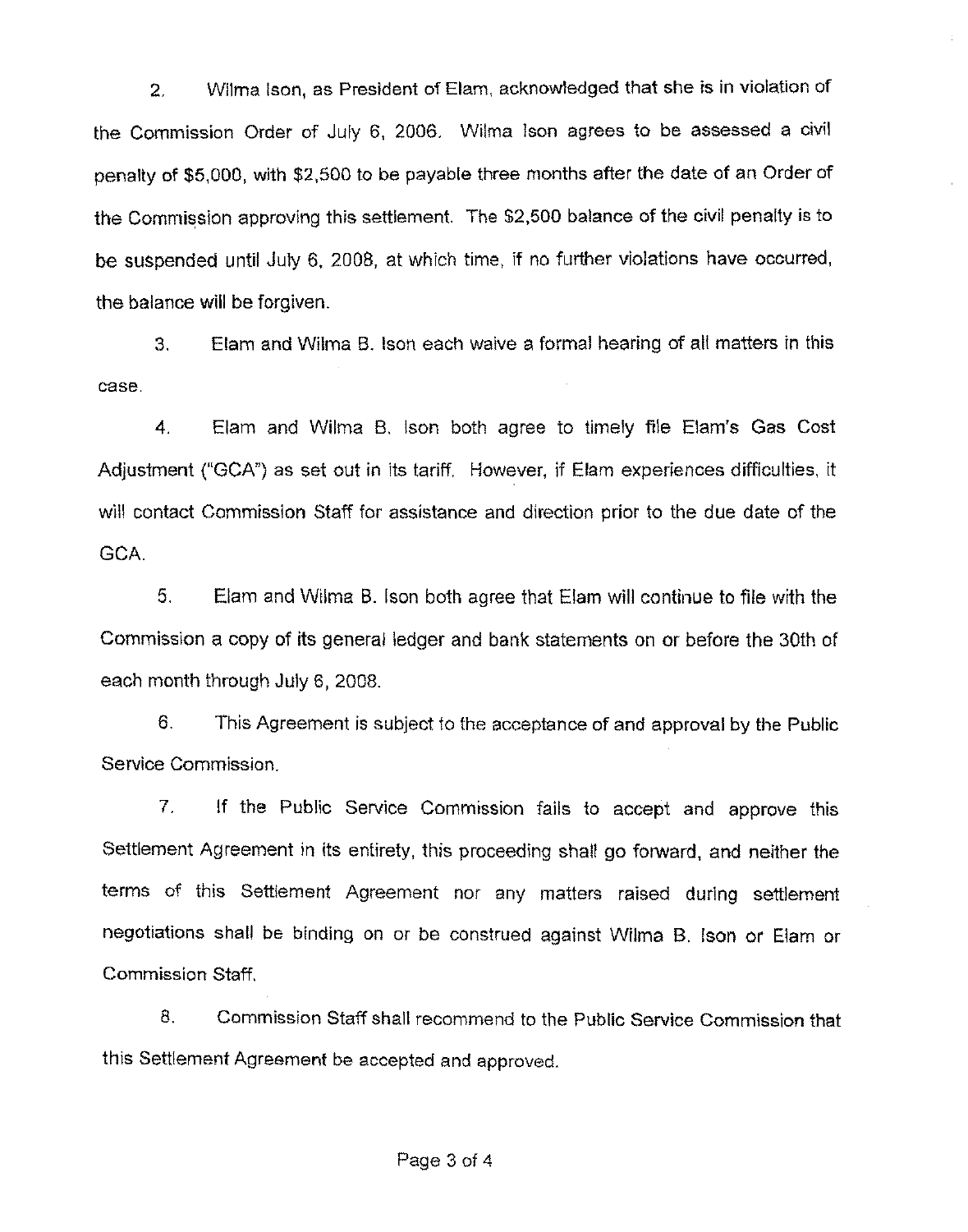2. Wilma Ison, as President of Elam, acknowledged that she is in violation of the Commission Order of July 6, 2006. Wilma Ison agrees to be assessed a civil penalty of $5,000, with $2,500 to be payable three months after the date of an Order of the Commission approving this settlement. The $2,500 balance of the civil penalty is to be suspended until July 6, 2008, at which time, if no further violations have occurred, the balance will be forgiven.

3. Elam and Wilma B. Ison each waive a formal hearing of all matters in this case.

4. Elam and Wilma B. Ison both agree to timely file Elam's Gas Cost Adjustment ("GCA") as set out in its tariff. However, if Elam experiences difficulties, it will contact Commission Staff for assistance and direction prior to the due date of the GCA.

5. Elam and Wilma B. Ison both agree that Elam will continue to file with the Commission a copy of its general ledger and bank statements on or before the 30th of each month through July 6, 2008.

6. This Agreement is subject to the acceptance of and approval by the Public Service Commission.

7. If the Public Service Commission fails to accept and approve this Settlement Agreement in its entirety, this proceeding shall go forward, and neither the terms of this Settlement Agreement nor any matters raised during settlement negotiations shall be binding on or be construed against Wilma B. Ison or Elam or Commission Staff.

8. Commission Staff shall recommend to the Public Service Commission that this Settlement Agreement be accepted and approved.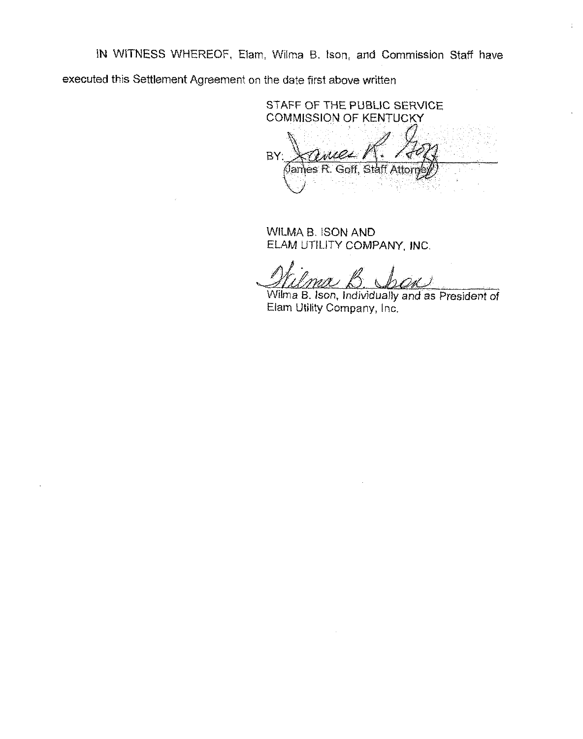IN WITNESS WHEREOF, Elam, Wilma B. Ison, and Commission Staff have executed this Settlement Agreement on the date first above written

STAFF OF THE PUBLIC SERVICE
COMMISSION OF KENTUCKY

BY: James R. Goff
James R. Goff, Staff Attorney

WILMA B. ISON AND
ELAM UTILITY COMPANY, INC.

Wilma B. Ison
Wilma B. Ison, Individually and as President of
Elam Utility Company, Inc.